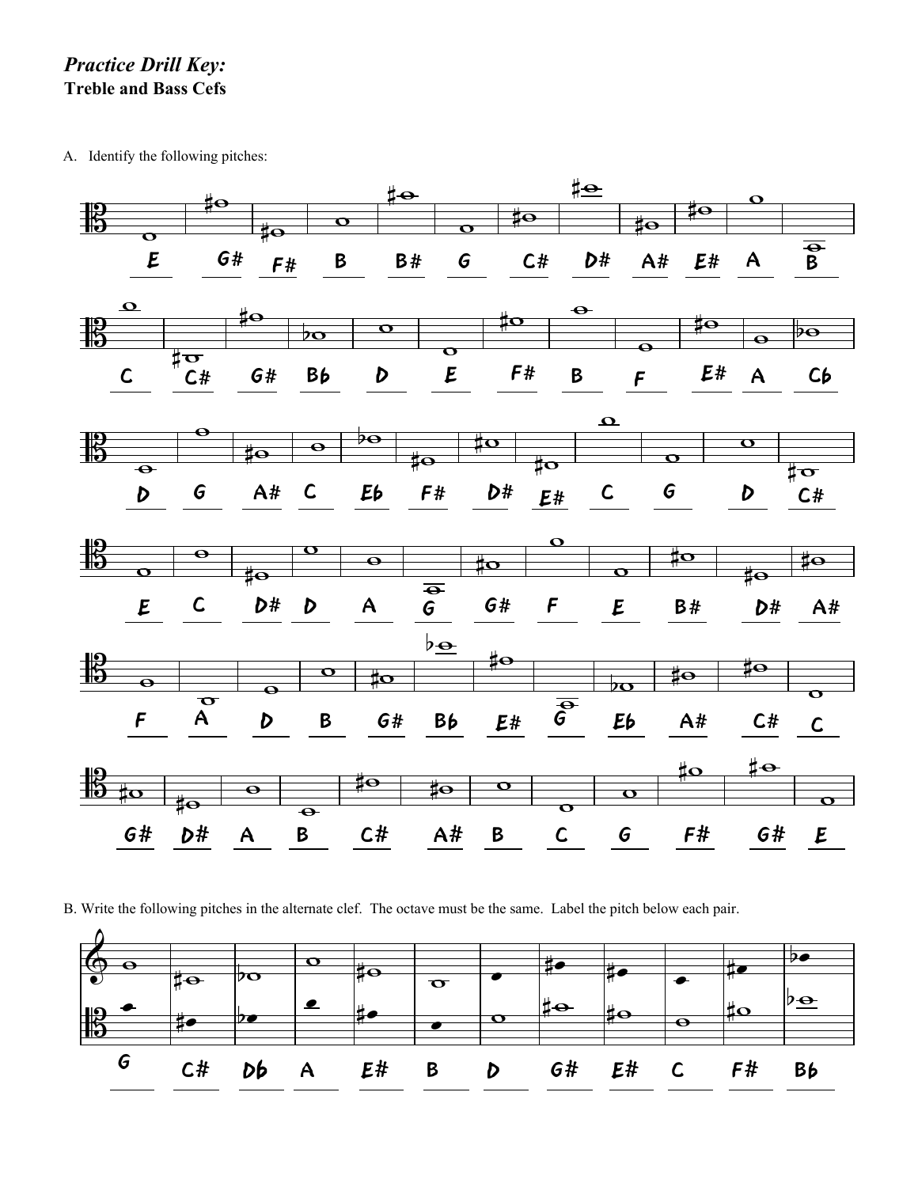*Practice Drill Key:*
**Treble and Bass Cefs**

A. Identify the following pitches:

E G# F# B B# G C# D# A# E# A B

C C# G# Bb D E F# B F E# A Cb

D G A# C Eb F# D# E# C G D C#

E C D# D A G G# F E B# D# A#

F A D B G# Bb E# G Eb A# C# C

G# D# A B C# A# B C G F# G# E

B. Write the following pitches in the alternate clef. The octave must be the same. Label the pitch below each pair.

G C# Db A E# B D G# E# C F# Bb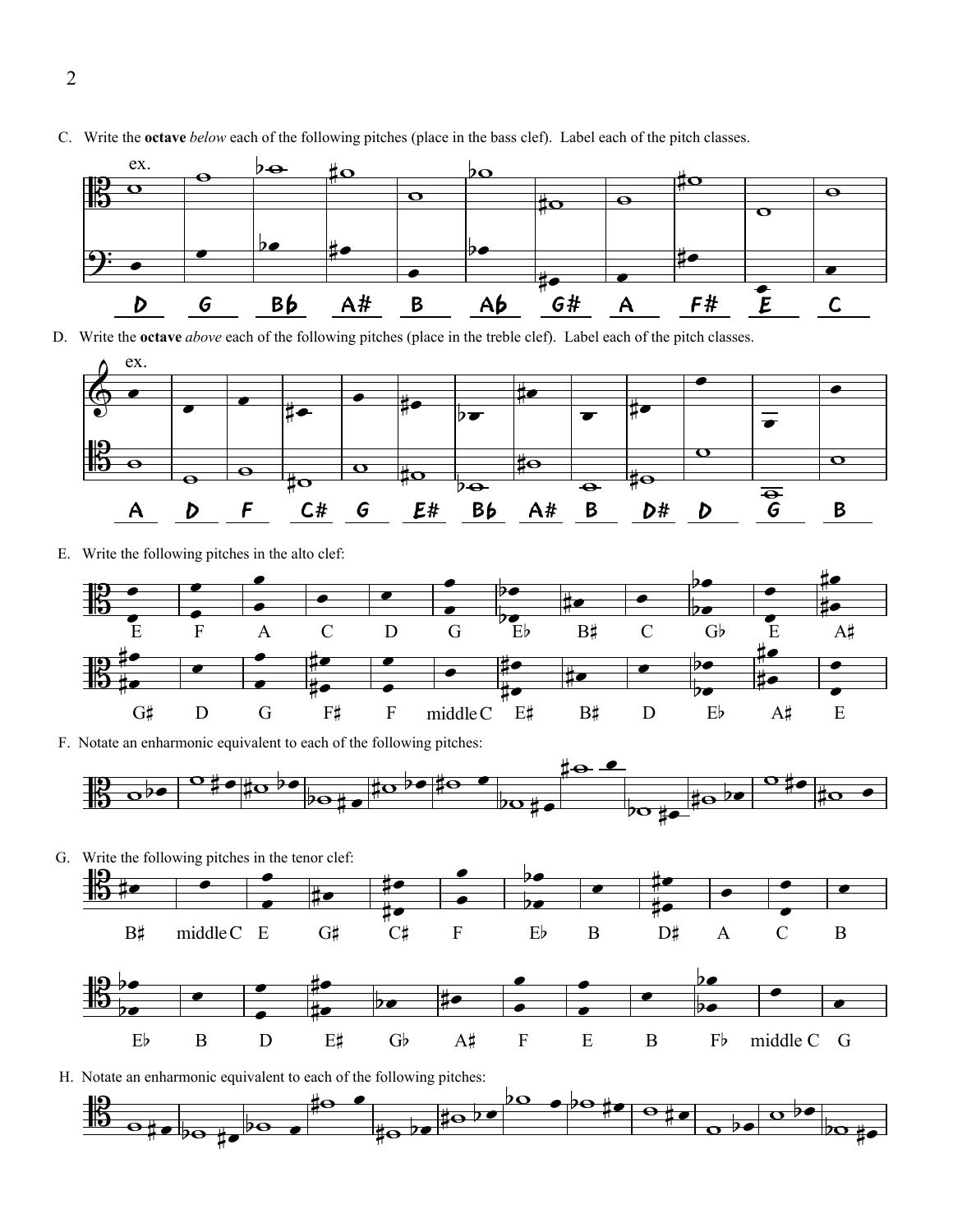C. Write the **octave** *below* each of the following pitches (place in the bass clef). Label each of the pitch classes.

ex.

D G B♭ A♯ B A♭ G♯ A F♯ E C

D. Write the **octave** *above* each of the following pitches (place in the treble clef). Label each of the pitch classes.

ex.

A D F C♯ G E♯ B♭ A♯ B D♯ D G B

E. Write the following pitches in the alto clef:

E F A C D G E♭ B♯ C G♭ E A♯

G♯ D G F♯ F middle C E♯ B♯ D E♭ A♯ E

F. Notate an enharmonic equivalent to each of the following pitches:

G. Write the following pitches in the tenor clef:

B♯ middle C E G♯ C♯ F E♭ B D♯ A C B

E♭ B D E♯ G♭ A♯ F E B F♭ middle C G

H. Notate an enharmonic equivalent to each of the following pitches: